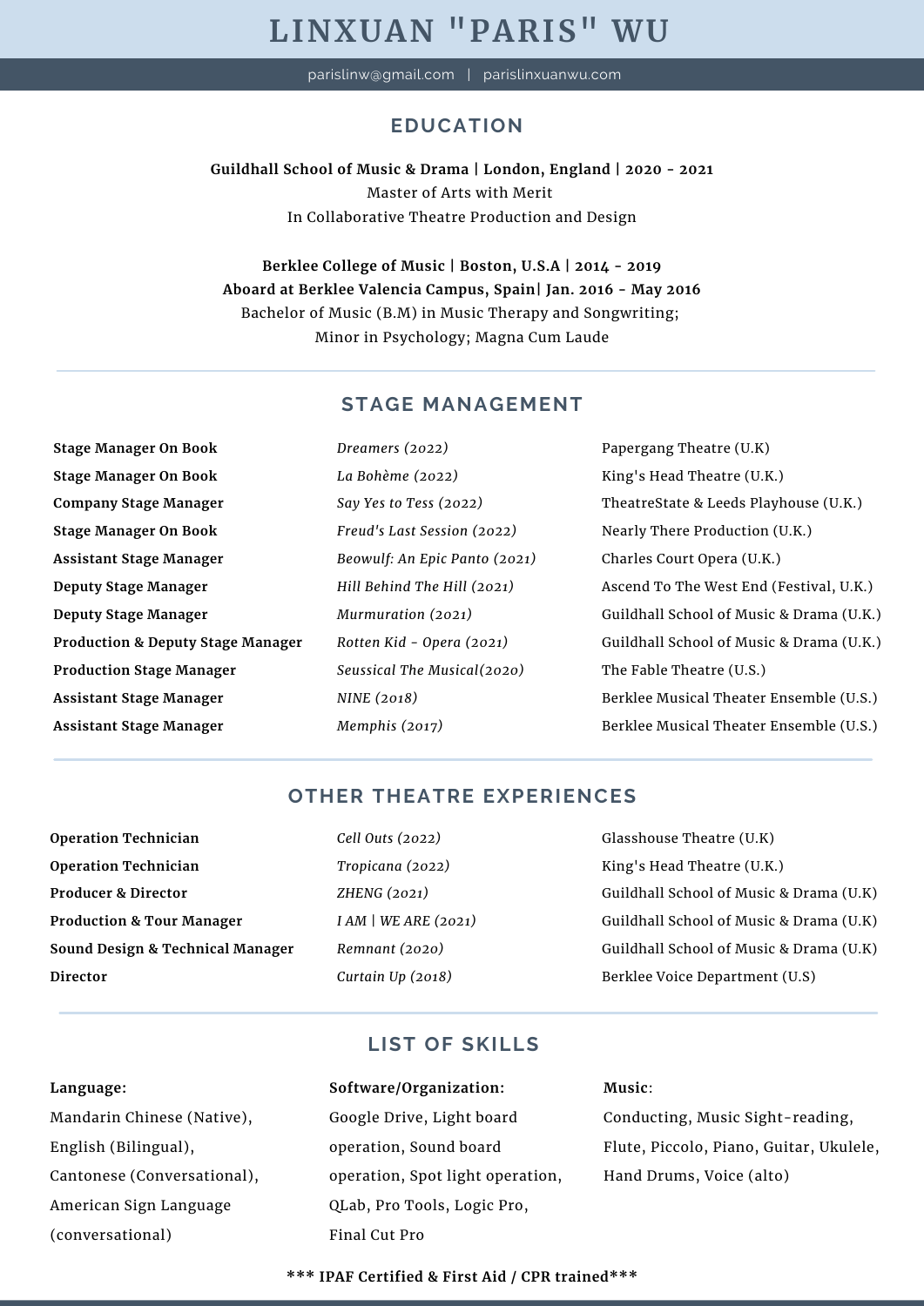# LINXUAN "PARIS" WU

parislinw@gmail.com | parislinxuanwu.com

## EDUCATION

**Guildhall School of Music & Drama | London, England | 2020 - 2021**
Master of Arts with Merit
In Collaborative Theatre Production and Design

**Berklee College of Music | Boston, U.S.A | 2014 - 2019**
**Aboard at Berklee Valencia Campus, Spain| Jan. 2016 - May 2016**
Bachelor of Music (B.M) in Music Therapy and Songwriting;
Minor in Psychology; Magna Cum Laude

## STAGE MANAGEMENT

| | | |
|---|---|---|
| **Stage Manager On Book** | *Dreamers (2022)* | Papergang Theatre (U.K) |
| **Stage Manager On Book** | *La Bohème (2022)* | King's Head Theatre (U.K.) |
| **Company Stage Manager** | *Say Yes to Tess (2022)* | TheatreState & Leeds Playhouse (U.K.) |
| **Stage Manager On Book** | *Freud's Last Session (2022)* | Nearly There Production (U.K.) |
| **Assistant Stage Manager** | *Beowulf: An Epic Panto (2021)* | Charles Court Opera (U.K.) |
| **Deputy Stage Manager** | *Hill Behind The Hill (2021)* | Ascend To The West End (Festival, U.K.) |
| **Deputy Stage Manager** | *Murmuration (2021)* | Guildhall School of Music & Drama (U.K.) |
| **Production & Deputy Stage Manager** | *Rotten Kid - Opera (2021)* | Guildhall School of Music & Drama (U.K.) |
| **Production Stage Manager** | *Seussical The Musical(2020)* | The Fable Theatre (U.S.) |
| **Assistant Stage Manager** | *NINE (2018)* | Berklee Musical Theater Ensemble (U.S.) |
| **Assistant Stage Manager** | *Memphis (2017)* | Berklee Musical Theater Ensemble (U.S.) |

## OTHER THEATRE EXPERIENCES

| | | |
|---|---|---|
| **Operation Technician** | *Cell Outs (2022)* | Glasshouse Theatre (U.K) |
| **Operation Technician** | *Tropicana (2022)* | King's Head Theatre (U.K.) |
| **Producer & Director** | *ZHENG (2021)* | Guildhall School of Music & Drama (U.K) |
| **Production & Tour Manager** | *I AM \| WE ARE (2021)* | Guildhall School of Music & Drama (U.K) |
| **Sound Design & Technical Manager** | *Remnant (2020)* | Guildhall School of Music & Drama (U.K) |
| **Director** | *Curtain Up (2018)* | Berklee Voice Department (U.S) |

## LIST OF SKILLS

**Language:**
Mandarin Chinese (Native), English (Bilingual), Cantonese (Conversational), American Sign Language (conversational)

**Software/Organization:**
Google Drive, Light board operation, Sound board operation, Spot light operation, QLab, Pro Tools, Logic Pro, Final Cut Pro

**Music:**
Conducting, Music Sight-reading, Flute, Piccolo, Piano, Guitar, Ukulele, Hand Drums, Voice (alto)

**\*\*\* IPAF Certified & First Aid / CPR trained\*\*\***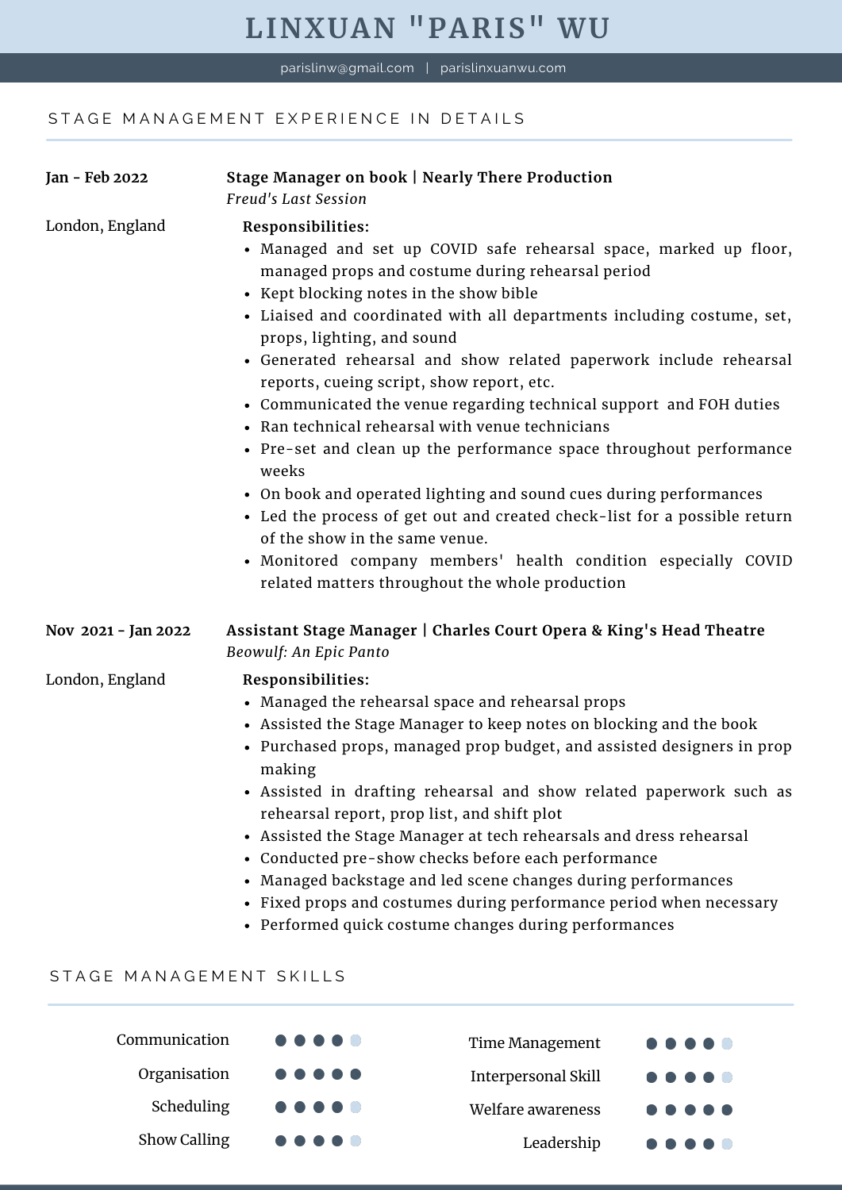# LINXUAN "PARIS" WU

parislinw@gmail.com | parislinxuanwu.com

## STAGE MANAGEMENT EXPERIENCE IN DETAILS

**Jan - Feb 2022**
London, England

**Stage Manager on book | Nearly There Production**
*Freud's Last Session*

**Responsibilities:**

- Managed and set up COVID safe rehearsal space, marked up floor, managed props and costume during rehearsal period
- Kept blocking notes in the show bible
- Liaised and coordinated with all departments including costume, set, props, lighting, and sound
- Generated rehearsal and show related paperwork include rehearsal reports, cueing script, show report, etc.
- Communicated the venue regarding technical support and FOH duties
- Ran technical rehearsal with venue technicians
- Pre-set and clean up the performance space throughout performance weeks
- On book and operated lighting and sound cues during performances
- Led the process of get out and created check-list for a possible return of the show in the same venue.
- Monitored company members' health condition especially COVID related matters throughout the whole production

**Nov 2021 - Jan 2022**
London, England

**Assistant Stage Manager | Charles Court Opera & King's Head Theatre**
*Beowulf: An Epic Panto*

**Responsibilities:**

- Managed the rehearsal space and rehearsal props
- Assisted the Stage Manager to keep notes on blocking and the book
- Purchased props, managed prop budget, and assisted designers in prop making
- Assisted in drafting rehearsal and show related paperwork such as rehearsal report, prop list, and shift plot
- Assisted the Stage Manager at tech rehearsals and dress rehearsal
- Conducted pre-show checks before each performance
- Managed backstage and led scene changes during performances
- Fixed props and costumes during performance period when necessary
- Performed quick costume changes during performances

## STAGE MANAGEMENT SKILLS

| Skill | Rating | Skill | Rating |
|---|---|---|---|
| Communication | ●●●●○ | Time Management | ●●●●○ |
| Organisation | ●●●●● | Interpersonal Skill | ●●●●○ |
| Scheduling | ●●●●○ | Welfare awareness | ●●●●● |
| Show Calling | ●●●●○ | Leadership | ●●●●○ |